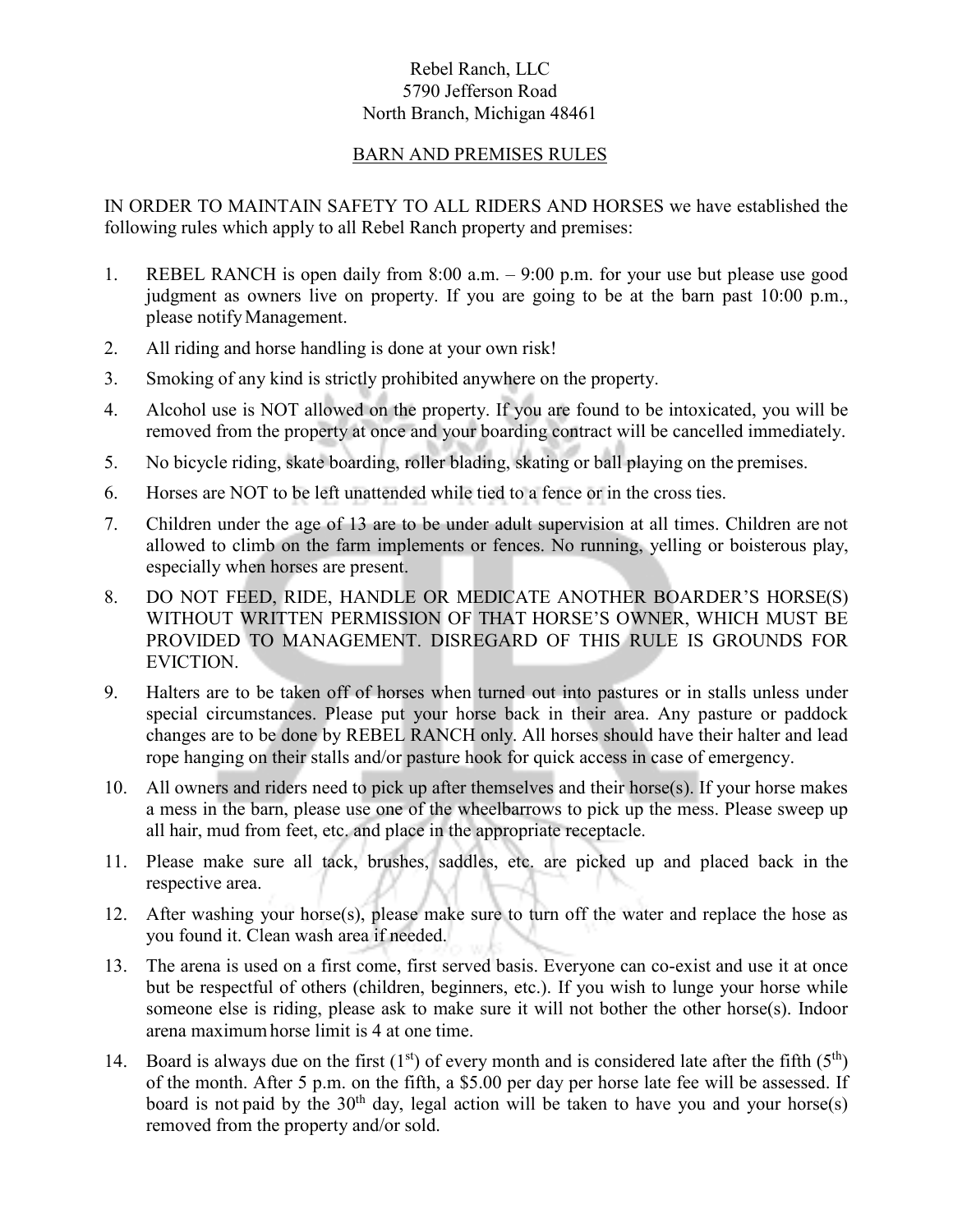Rebel Ranch, LLC
5790 Jefferson Road
North Branch, Michigan 48461

## BARN AND PREMISES RULES

IN ORDER TO MAINTAIN SAFETY TO ALL RIDERS AND HORSES we have established the following rules which apply to all Rebel Ranch property and premises:

1. REBEL RANCH is open daily from 8:00 a.m. – 9:00 p.m. for your use but please use good judgment as owners live on property. If you are going to be at the barn past 10:00 p.m., please notify Management.
2. All riding and horse handling is done at your own risk!
3. Smoking of any kind is strictly prohibited anywhere on the property.
4. Alcohol use is NOT allowed on the property. If you are found to be intoxicated, you will be removed from the property at once and your boarding contract will be cancelled immediately.
5. No bicycle riding, skate boarding, roller blading, skating or ball playing on the premises.
6. Horses are NOT to be left unattended while tied to a fence or in the cross ties.
7. Children under the age of 13 are to be under adult supervision at all times. Children are not allowed to climb on the farm implements or fences. No running, yelling or boisterous play, especially when horses are present.
8. DO NOT FEED, RIDE, HANDLE OR MEDICATE ANOTHER BOARDER'S HORSE(S) WITHOUT WRITTEN PERMISSION OF THAT HORSE'S OWNER, WHICH MUST BE PROVIDED TO MANAGEMENT. DISREGARD OF THIS RULE IS GROUNDS FOR EVICTION.
9. Halters are to be taken off of horses when turned out into pastures or in stalls unless under special circumstances. Please put your horse back in their area. Any pasture or paddock changes are to be done by REBEL RANCH only. All horses should have their halter and lead rope hanging on their stalls and/or pasture hook for quick access in case of emergency.
10. All owners and riders need to pick up after themselves and their horse(s). If your horse makes a mess in the barn, please use one of the wheelbarrows to pick up the mess. Please sweep up all hair, mud from feet, etc. and place in the appropriate receptacle.
11. Please make sure all tack, brushes, saddles, etc. are picked up and placed back in the respective area.
12. After washing your horse(s), please make sure to turn off the water and replace the hose as you found it. Clean wash area if needed.
13. The arena is used on a first come, first served basis. Everyone can co-exist and use it at once but be respectful of others (children, beginners, etc.). If you wish to lunge your horse while someone else is riding, please ask to make sure it will not bother the other horse(s). Indoor arena maximum horse limit is 4 at one time.
14. Board is always due on the first (1st) of every month and is considered late after the fifth (5th) of the month. After 5 p.m. on the fifth, a $5.00 per day per horse late fee will be assessed. If board is not paid by the 30th day, legal action will be taken to have you and your horse(s) removed from the property and/or sold.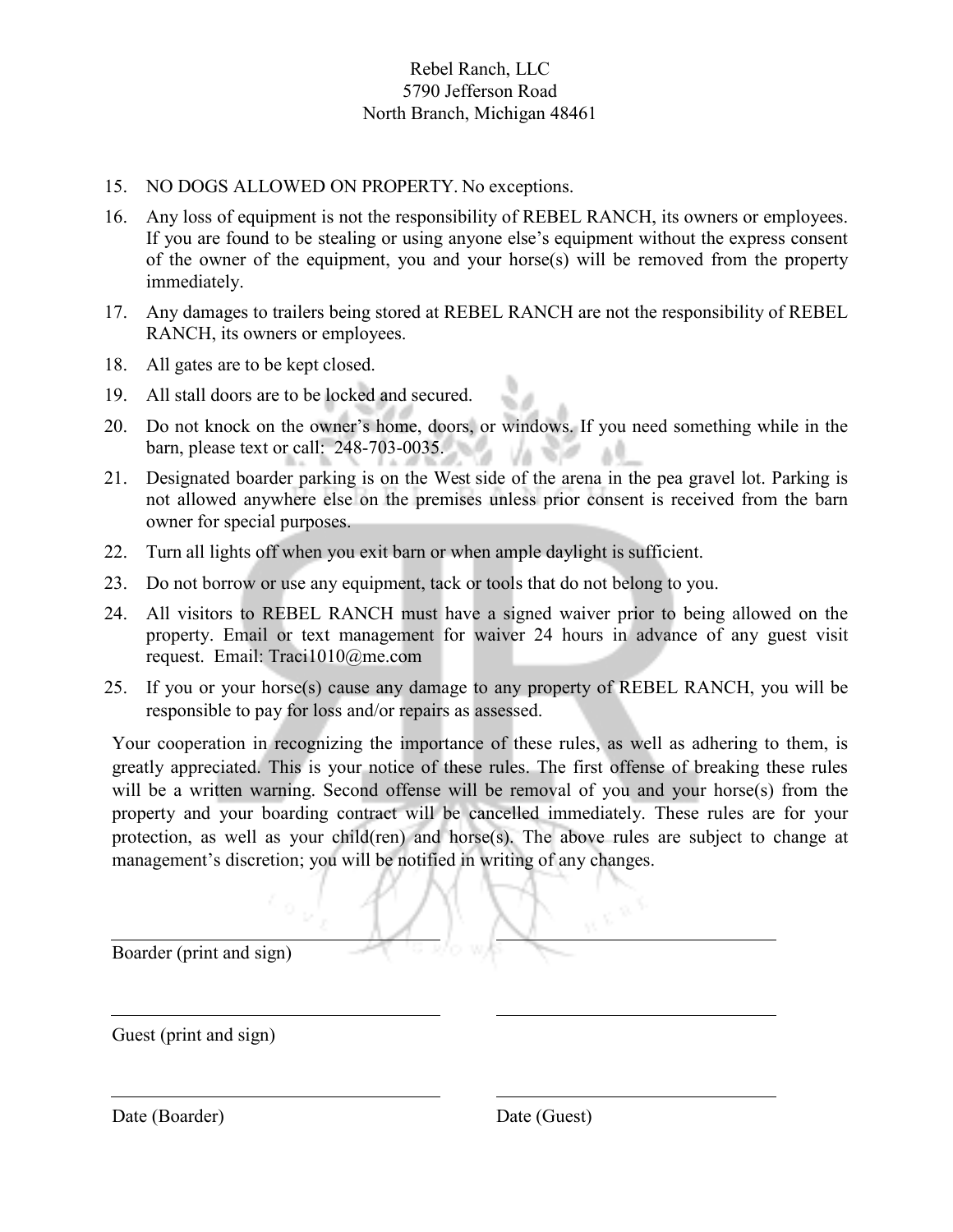Rebel Ranch, LLC
5790 Jefferson Road
North Branch, Michigan 48461

15. NO DOGS ALLOWED ON PROPERTY. No exceptions.
16. Any loss of equipment is not the responsibility of REBEL RANCH, its owners or employees. If you are found to be stealing or using anyone else's equipment without the express consent of the owner of the equipment, you and your horse(s) will be removed from the property immediately.
17. Any damages to trailers being stored at REBEL RANCH are not the responsibility of REBEL RANCH, its owners or employees.
18. All gates are to be kept closed.
19. All stall doors are to be locked and secured.
20. Do not knock on the owner's home, doors, or windows. If you need something while in the barn, please text or call: 248-703-0035.
21. Designated boarder parking is on the West side of the arena in the pea gravel lot. Parking is not allowed anywhere else on the premises unless prior consent is received from the barn owner for special purposes.
22. Turn all lights off when you exit barn or when ample daylight is sufficient.
23. Do not borrow or use any equipment, tack or tools that do not belong to you.
24. All visitors to REBEL RANCH must have a signed waiver prior to being allowed on the property. Email or text management for waiver 24 hours in advance of any guest visit request. Email: Traci1010@me.com
25. If you or your horse(s) cause any damage to any property of REBEL RANCH, you will be responsible to pay for loss and/or repairs as assessed.

Your cooperation in recognizing the importance of these rules, as well as adhering to them, is greatly appreciated. This is your notice of these rules. The first offense of breaking these rules will be a written warning. Second offense will be removal of you and your horse(s) from the property and your boarding contract will be cancelled immediately. These rules are for your protection, as well as your child(ren) and horse(s). The above rules are subject to change at management's discretion; you will be notified in writing of any changes.

\_\_\_\_\_\_\_\_\_\_\_\_\_\_\_\_\_\_\_\_\_\_\_\_\_\_\_\_\_\_ \_\_\_\_\_\_\_\_\_\_\_\_\_\_\_\_\_\_\_\_\_\_\_\_\_\_\_\_\_\_

Boarder (print and sign)

\_\_\_\_\_\_\_\_\_\_\_\_\_\_\_\_\_\_\_\_\_\_\_\_\_\_\_\_\_\_ \_\_\_\_\_\_\_\_\_\_\_\_\_\_\_\_\_\_\_\_\_\_\_\_\_\_\_\_\_\_

Guest (print and sign)

\_\_\_\_\_\_\_\_\_\_\_\_\_\_\_\_\_\_\_\_\_\_\_\_\_\_\_\_\_\_ \_\_\_\_\_\_\_\_\_\_\_\_\_\_\_\_\_\_\_\_\_\_\_\_\_\_\_\_\_\_

Date (Boarder) Date (Guest)